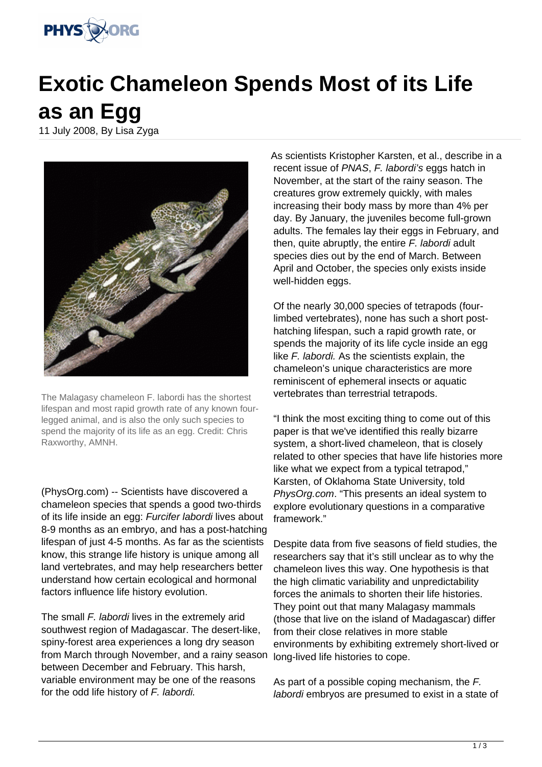# Exotic Chameleon Spends Most of its Life as an Egg

11 July 2008, By Lisa Zyga

The Malagasy chameleon F. labordi has the shortest lifespan and most rapid growth rate of any known four-legged animal, and is also the only such species to spend the majority of its life as an egg. Credit: Chris Raxworthy, AMNH.

(PhysOrg.com) -- Scientists have discovered a chameleon species that spends a good two-thirds of its life inside an egg: *Furcifer labordi* lives about 8-9 months as an embryo, and has a post-hatching lifespan of just 4-5 months. As far as the scientists know, this strange life history is unique among all land vertebrates, and may help researchers better understand how certain ecological and hormonal factors influence life history evolution.

The small *F. labordi* lives in the extremely arid southwest region of Madagascar. The desert-like, spiny-forest area experiences a long dry season from March through November, and a rainy season between December and February. This harsh, variable environment may be one of the reasons for the odd life history of *F. labordi.*

As scientists Kristopher Karsten, et al., describe in a recent issue of *PNAS*, *F. labordi's* eggs hatch in November, at the start of the rainy season. The creatures grow extremely quickly, with males increasing their body mass by more than 4% per day. By January, the juveniles become full-grown adults. The females lay their eggs in February, and then, quite abruptly, the entire *F. labordi* adult species dies out by the end of March. Between April and October, the species only exists inside well-hidden eggs.

Of the nearly 30,000 species of tetrapods (four-limbed vertebrates), none has such a short post-hatching lifespan, such a rapid growth rate, or spends the majority of its life cycle inside an egg like *F. labordi.* As the scientists explain, the chameleon's unique characteristics are more reminiscent of ephemeral insects or aquatic vertebrates than terrestrial tetrapods.

"I think the most exciting thing to come out of this paper is that we've identified this really bizarre system, a short-lived chameleon, that is closely related to other species that have life histories more like what we expect from a typical tetrapod," Karsten, of Oklahoma State University, told *PhysOrg.com*. "This presents an ideal system to explore evolutionary questions in a comparative framework."

Despite data from five seasons of field studies, the researchers say that it's still unclear as to why the chameleon lives this way. One hypothesis is that the high climatic variability and unpredictability forces the animals to shorten their life histories. They point out that many Malagasy mammals (those that live on the island of Madagascar) differ from their close relatives in more stable environments by exhibiting extremely short-lived or long-lived life histories to cope.

As part of a possible coping mechanism, the *F. labordi* embryos are presumed to exist in a state of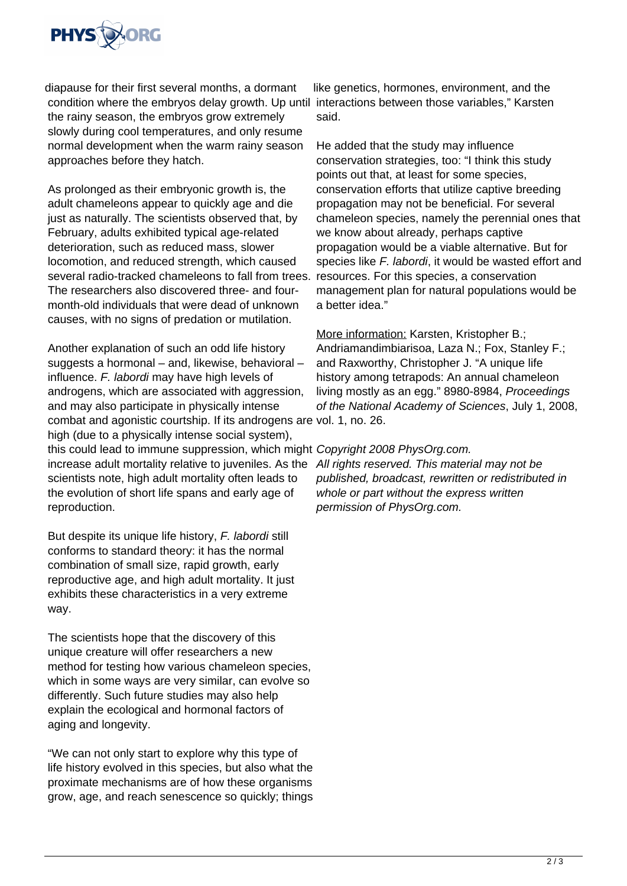diapause for their first several months, a dormant condition where the embryos delay growth. Up until the rainy season, the embryos grow extremely slowly during cool temperatures, and only resume normal development when the warm rainy season approaches before they hatch.

As prolonged as their embryonic growth is, the adult chameleons appear to quickly age and die just as naturally. The scientists observed that, by February, adults exhibited typical age-related deterioration, such as reduced mass, slower locomotion, and reduced strength, which caused several radio-tracked chameleons to fall from trees. The researchers also discovered three- and four-month-old individuals that were dead of unknown causes, with no signs of predation or mutilation.

Another explanation of such an odd life history suggests a hormonal – and, likewise, behavioral – influence. *F. labordi* may have high levels of androgens, which are associated with aggression, and may also participate in physically intense combat and agonistic courtship. If its androgens are high (due to a physically intense social system), this could lead to immune suppression, which might increase adult mortality relative to juveniles. As the scientists note, high adult mortality often leads to the evolution of short life spans and early age of reproduction.

But despite its unique life history, *F. labordi* still conforms to standard theory: it has the normal combination of small size, rapid growth, early reproductive age, and high adult mortality. It just exhibits these characteristics in a very extreme way.

The scientists hope that the discovery of this unique creature will offer researchers a new method for testing how various chameleon species, which in some ways are very similar, can evolve so differently. Such future studies may also help explain the ecological and hormonal factors of aging and longevity.

"We can not only start to explore why this type of life history evolved in this species, but also what the proximate mechanisms are of how these organisms grow, age, and reach senescence so quickly; things like genetics, hormones, environment, and the interactions between those variables," Karsten said.

He added that the study may influence conservation strategies, too: "I think this study points out that, at least for some species, conservation efforts that utilize captive breeding propagation may not be beneficial. For several chameleon species, namely the perennial ones that we know about already, perhaps captive propagation would be a viable alternative. But for species like *F. labordi*, it would be wasted effort and resources. For this species, a conservation management plan for natural populations would be a better idea."

More information: Karsten, Kristopher B.; Andriamandimbiarisoa, Laza N.; Fox, Stanley F.; and Raxworthy, Christopher J. "A unique life history among tetrapods: An annual chameleon living mostly as an egg." 8980-8984, *Proceedings of the National Academy of Sciences*, July 1, 2008, vol. 1, no. 26.

*Copyright 2008 PhysOrg.com.*
*All rights reserved. This material may not be published, broadcast, rewritten or redistributed in whole or part without the express written permission of PhysOrg.com.*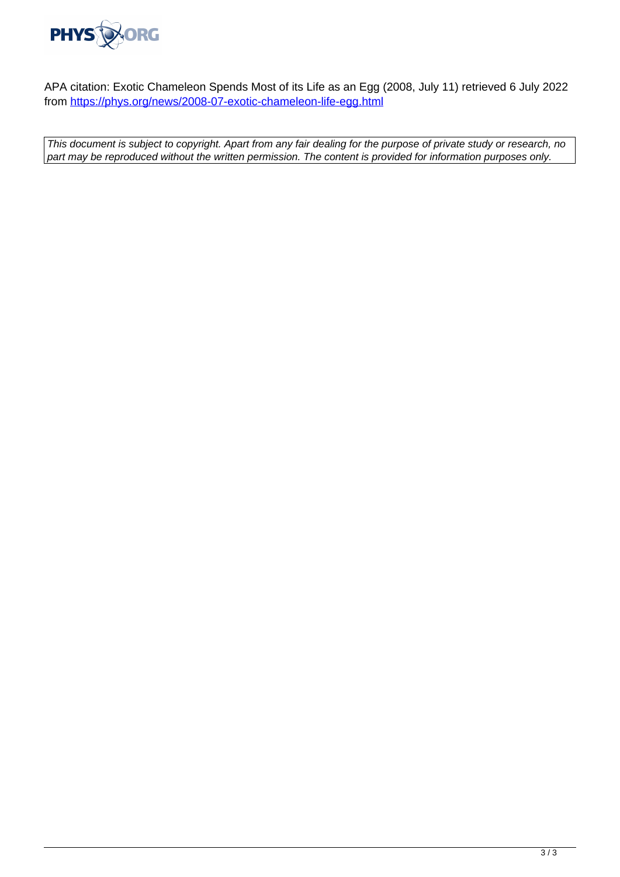APA citation: Exotic Chameleon Spends Most of its Life as an Egg (2008, July 11) retrieved 6 July 2022 from https://phys.org/news/2008-07-exotic-chameleon-life-egg.html

*This document is subject to copyright. Apart from any fair dealing for the purpose of private study or research, no part may be reproduced without the written permission. The content is provided for information purposes only.*